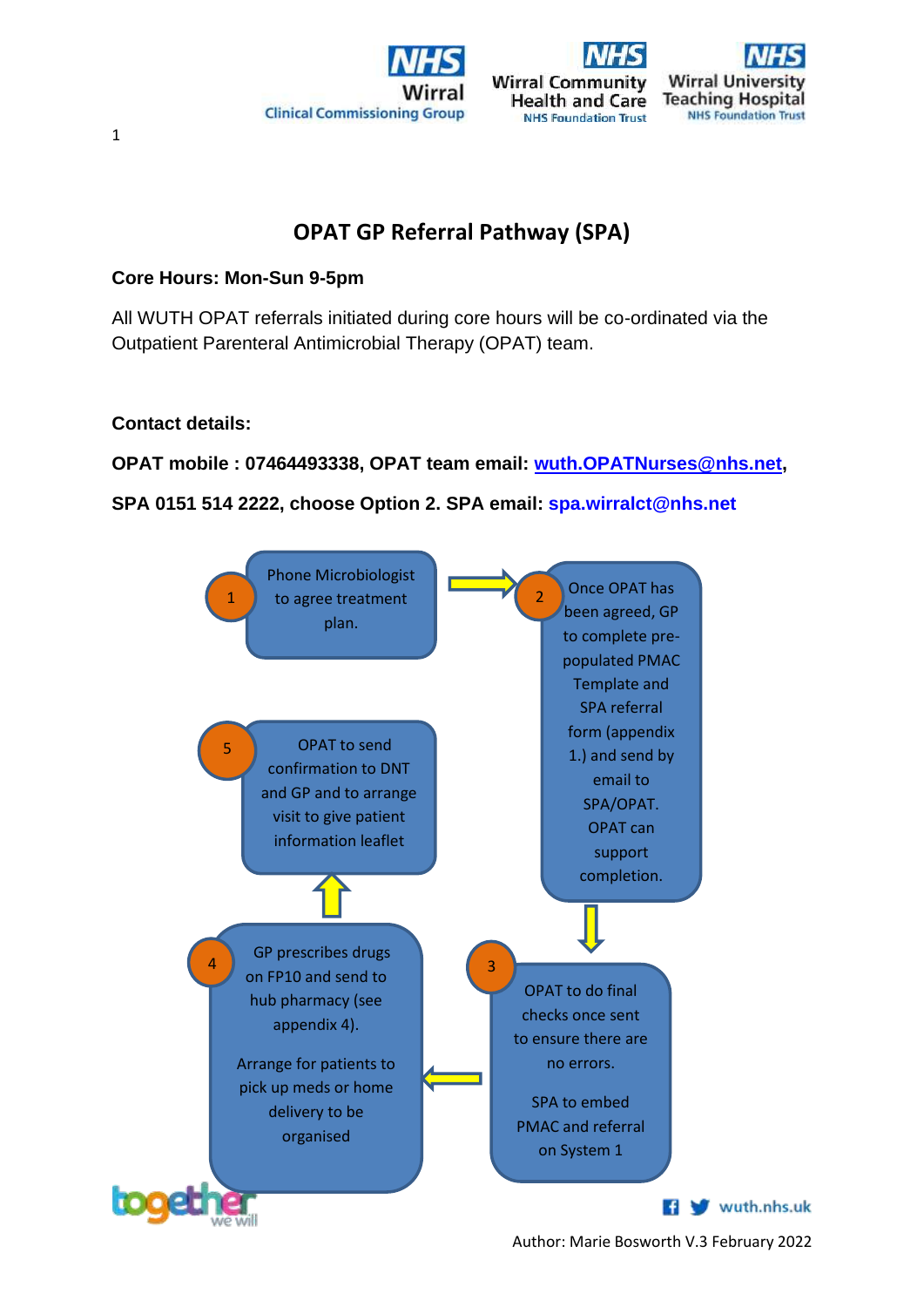# OPAT GP Referral Pathway (SPA)

**Core Hours: Mon-Sun 9-5pm**

All WUTH OPAT referrals initiated during core hours will be co-ordinated via the Outpatient Parenteral Antimicrobial Therapy (OPAT) team.

**Contact details:**

**OPAT mobile : 07464493338, OPAT team email: wuth.OPATNurses@nhs.net,**

**SPA 0151 514 2222, choose Option 2. SPA email: spa.wirralct@nhs.net**

1. Phone Microbiologist to agree treatment plan.
2. Once OPAT has been agreed, GP to complete pre-populated PMAC Template and SPA referral form (appendix 1.) and send by email to SPA/OPAT. OPAT can support completion.
3. OPAT to do final checks once sent to ensure there are no errors.

   SPA to embed PMAC and referral on System 1
4. GP prescribes drugs on FP10 and send to hub pharmacy (see appendix 4).

   Arrange for patients to pick up meds or home delivery to be organised
5. OPAT to send confirmation to DNT and GP and to arrange visit to give patient information leaflet

Author: Marie Bosworth V.3 February 2022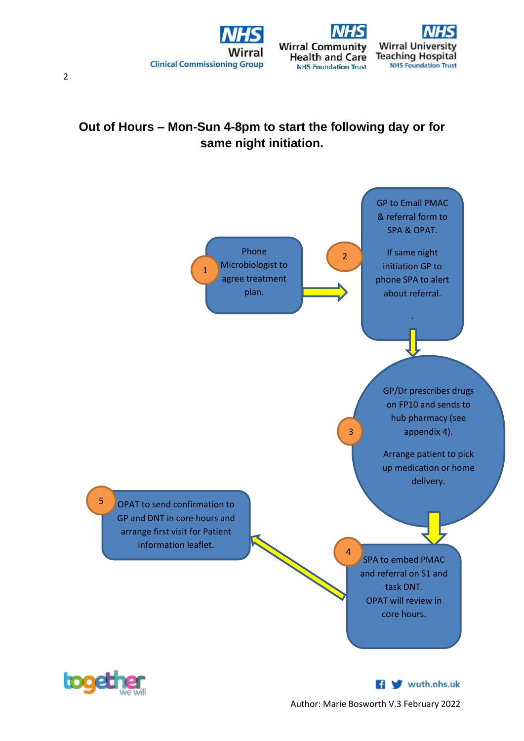## Out of Hours – Mon-Sun 4-8pm to start the following day or for same night initiation.

1. Phone Microbiologist to agree treatment plan.

2. GP to Email PMAC & referral form to SPA & OPAT.

   If same night initiation GP to phone SPA to alert about referral.

3. GP/Dr prescribes drugs on FP10 and sends to hub pharmacy (see appendix 4).

   Arrange patient to pick up medication or home delivery.

4. SPA to embed PMAC and referral on S1 and task DNT.
   OPAT will review in core hours.

5. OPAT to send confirmation to GP and DNT in core hours and arrange first visit for Patient information leaflet.

Author: Marie Bosworth V.3 February 2022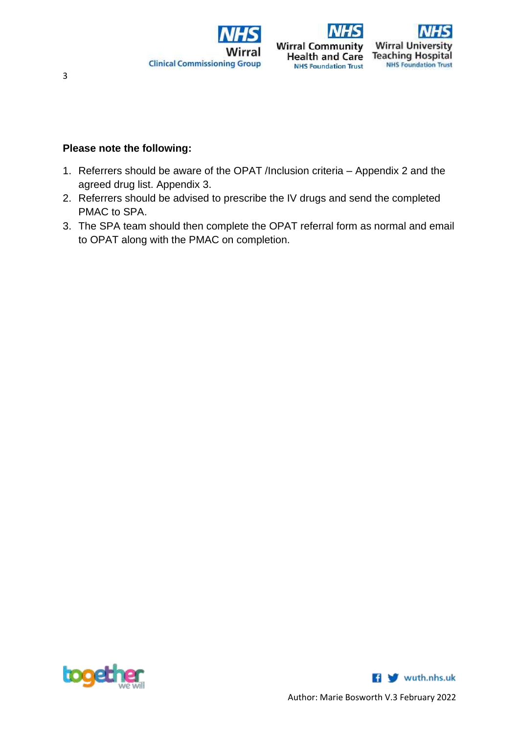**Please note the following:**

1. Referrers should be aware of the OPAT /Inclusion criteria – Appendix 2 and the agreed drug list. Appendix 3.
2. Referrers should be advised to prescribe the IV drugs and send the completed PMAC to SPA.
3. The SPA team should then complete the OPAT referral form as normal and email to OPAT along with the PMAC on completion.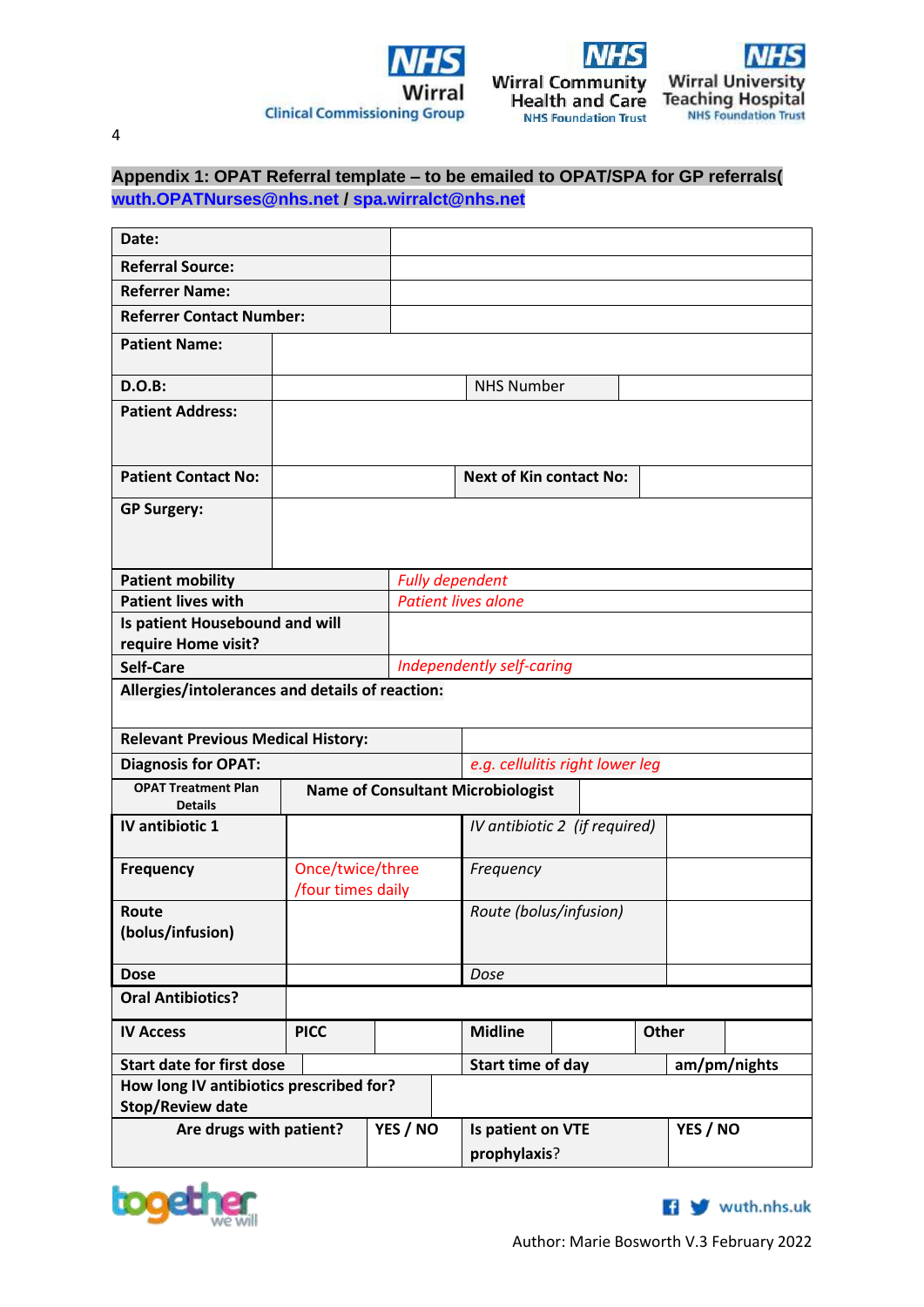## Appendix 1: OPAT Referral template – to be emailed to OPAT/SPA for GP referrals( wuth.OPATNurses@nhs.net / spa.wirralct@nhs.net

| | | | | | |
|---|---|---|---|---|---|
| **Date:** | | | | | |
| **Referral Source:** | | | | | |
| **Referrer Name:** | | | | | |
| **Referrer Contact Number:** | | | | | |
| **Patient Name:** | | | | | |
| **D.O.B:** | | NHS Number | | | |
| **Patient Address:** | | | | | |
| **Patient Contact No:** | | **Next of Kin contact No:** | | | |
| **GP Surgery:** | | | | | |
| **Patient mobility** | *Fully dependent* | | | | |
| **Patient lives with** | *Patient lives alone* | | | | |
| **Is patient Housebound and will require Home visit?** | | | | | |
| **Self-Care** | *Independently self-caring* | | | | |
| **Allergies/intolerances and details of reaction:** | | | | | |
| **Relevant Previous Medical History:** | | | | | |
| **Diagnosis for OPAT:** | *e.g. cellulitis right lower leg* | | | | |
| **OPAT Treatment Plan Details** | **Name of Consultant Microbiologist** | | | | |
| **IV antibiotic 1** | | *IV antibiotic 2 (if required)* | | | |
| **Frequency** | *Once/twice/three /four times daily* | *Frequency* | | | |
| **Route (bolus/infusion)** | | *Route (bolus/infusion)* | | | |
| **Dose** | | *Dose* | | | |
| **Oral Antibiotics?** | | | | | |
| **IV Access** | **PICC** | | **Midline** | | **Other** |
| **Start date for first dose** | | **Start time of day** | **am/pm/nights** | | |
| **How long IV antibiotics prescribed for? Stop/Review date** | | | | | |
| **Are drugs with patient?** | **YES / NO** | **Is patient on VTE prophylaxis?** | **YES / NO** | | |

Author: Marie Bosworth V.3 February 2022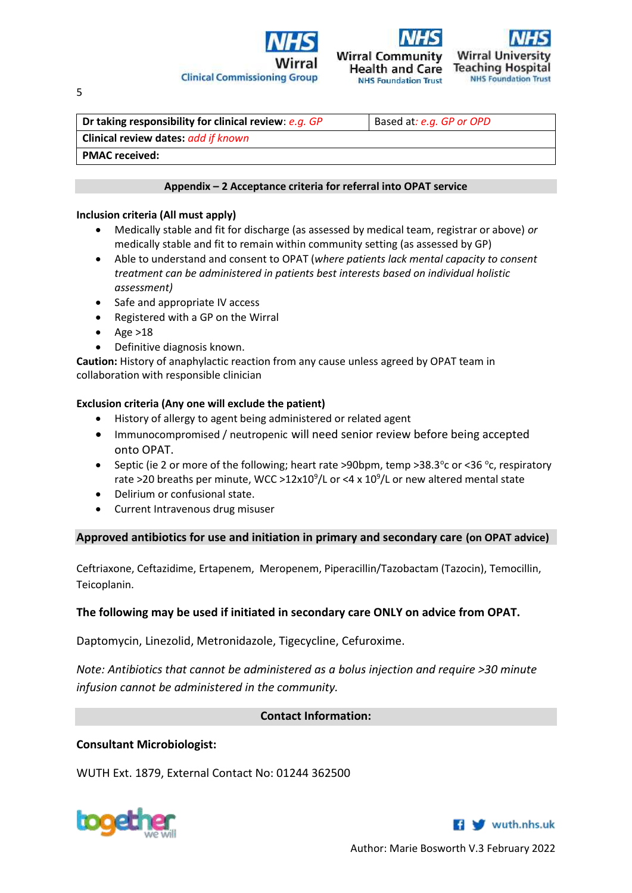| **Dr taking responsibility for clinical review**: *e.g. GP* | Based at*: e.g. GP or OPD* |
|---|---|
| **Clinical review dates:** *add if known* | |
| **PMAC received:** | |

## Appendix – 2 Acceptance criteria for referral into OPAT service

**Inclusion criteria (All must apply)**

- Medically stable and fit for discharge (as assessed by medical team, registrar or above) *or* medically stable and fit to remain within community setting (as assessed by GP)
- Able to understand and consent to OPAT (*where patients lack mental capacity to consent treatment can be administered in patients best interests based on individual holistic assessment)*
- Safe and appropriate IV access
- Registered with a GP on the Wirral
- Age >18
- Definitive diagnosis known.

**Caution:** History of anaphylactic reaction from any cause unless agreed by OPAT team in collaboration with responsible clinician

**Exclusion criteria (Any one will exclude the patient)**

- History of allergy to agent being administered or related agent
- Immunocompromised / neutropenic will need senior review before being accepted onto OPAT.
- Septic (ie 2 or more of the following; heart rate >90bpm, temp >38.3°c or <36 °c, respiratory rate >20 breaths per minute, WCC >12x$10^9$/L or <4 x $10^9$/L or new altered mental state
- Delirium or confusional state.
- Current Intravenous drug misuser

## Approved antibiotics for use and initiation in primary and secondary care (on OPAT advice)

Ceftriaxone, Ceftazidime, Ertapenem, Meropenem, Piperacillin/Tazobactam (Tazocin), Temocillin, Teicoplanin.

**The following may be used if initiated in secondary care ONLY on advice from OPAT.**

Daptomycin, Linezolid, Metronidazole, Tigecycline, Cefuroxime.

*Note: Antibiotics that cannot be administered as a bolus injection and require >30 minute infusion cannot be administered in the community.*

## Contact Information:

**Consultant Microbiologist:**

WUTH Ext. 1879, External Contact No: 01244 362500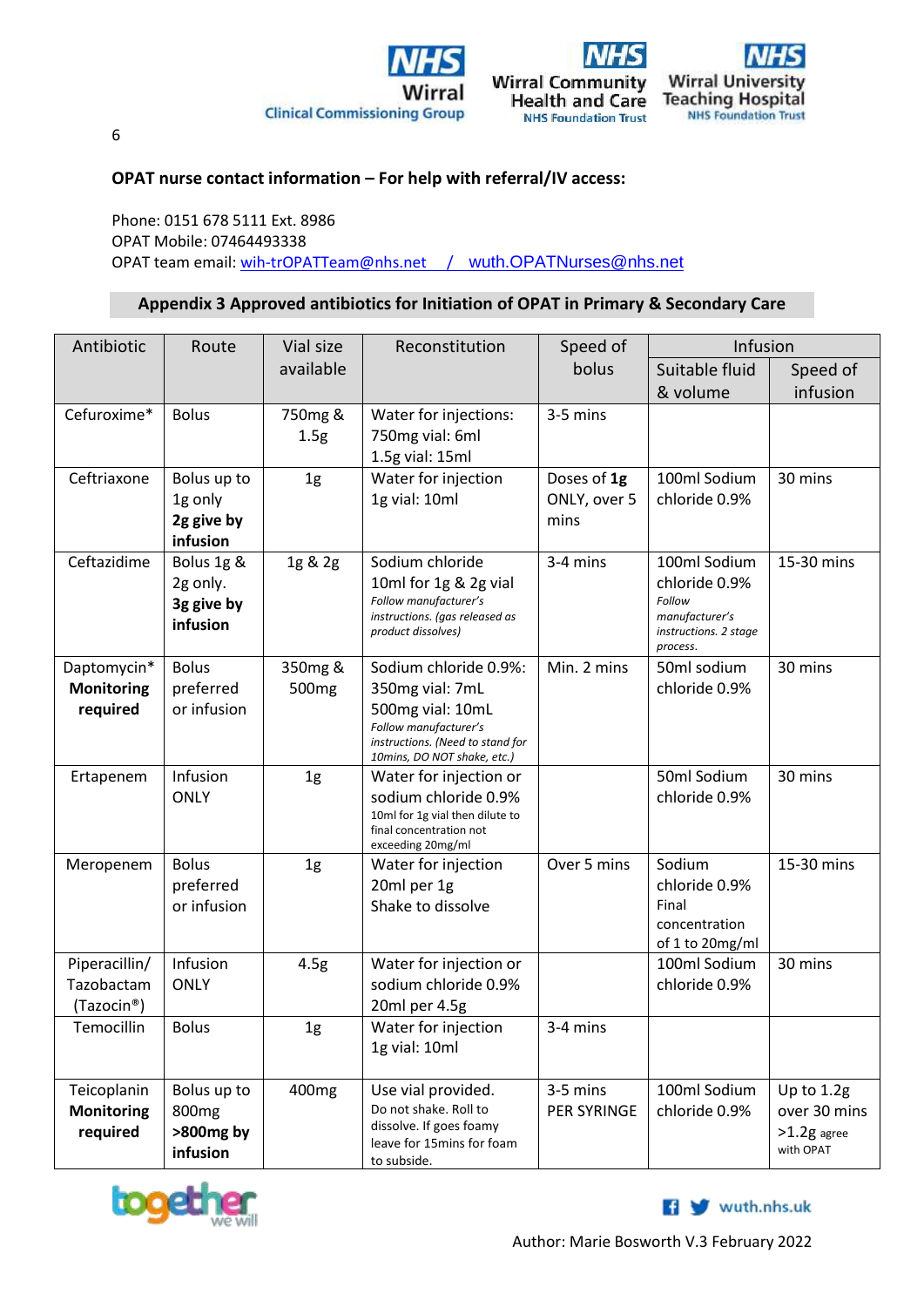**OPAT nurse contact information – For help with referral/IV access:**

Phone: 0151 678 5111 Ext. 8986
OPAT Mobile: 07464493338
OPAT team email: wih-trOPATTeam@nhs.net / wuth.OPATNurses@nhs.net

## Appendix 3 Approved antibiotics for Initiation of OPAT in Primary & Secondary Care

| Antibiotic | Route | Vial size available | Reconstitution | Speed of bolus | Infusion | |
|---|---|---|---|---|---|---|
| | | | | | Suitable fluid & volume | Speed of infusion |
| Cefuroxime* | Bolus | 750mg & 1.5g | Water for injections: 750mg vial: 6ml 1.5g vial: 15ml | 3-5 mins | | |
| Ceftriaxone | Bolus up to 1g only **2g give by infusion** | 1g | Water for injection 1g vial: 10ml | Doses of **1g** ONLY, over 5 mins | 100ml Sodium chloride 0.9% | 30 mins |
| Ceftazidime | Bolus 1g & 2g only. **3g give by infusion** | 1g & 2g | Sodium chloride 10ml for 1g & 2g vial *Follow manufacturer's instructions. (gas released as product dissolves)* | 3-4 mins | 100ml Sodium chloride 0.9% *Follow manufacturer's instructions. 2 stage process.* | 15-30 mins |
| Daptomycin* **Monitoring required** | Bolus preferred or infusion | 350mg & 500mg | Sodium chloride 0.9%: 350mg vial: 7mL 500mg vial: 10mL *Follow manufacturer's instructions. (Need to stand for 10mins, DO NOT shake, etc.)* | Min. 2 mins | 50ml sodium chloride 0.9% | 30 mins |
| Ertapenem | Infusion ONLY | 1g | Water for injection or sodium chloride 0.9% 10ml for 1g vial then dilute to final concentration not exceeding 20mg/ml | | 50ml Sodium chloride 0.9% | 30 mins |
| Meropenem | Bolus preferred or infusion | 1g | Water for injection 20ml per 1g Shake to dissolve | Over 5 mins | Sodium chloride 0.9% Final concentration of 1 to 20mg/ml | 15-30 mins |
| Piperacillin/ Tazobactam (Tazocin®) | Infusion ONLY | 4.5g | Water for injection or sodium chloride 0.9% 20ml per 4.5g | | 100ml Sodium chloride 0.9% | 30 mins |
| Temocillin | Bolus | 1g | Water for injection 1g vial: 10ml | 3-4 mins | | |
| Teicoplanin **Monitoring required** | Bolus up to 800mg **>800mg by infusion** | 400mg | Use vial provided. Do not shake. Roll to dissolve. If goes foamy leave for 15mins for foam to subside. | 3-5 mins PER SYRINGE | 100ml Sodium chloride 0.9% | Up to 1.2g over 30 mins >1.2g agree with OPAT |

Author: Marie Bosworth V.3 February 2022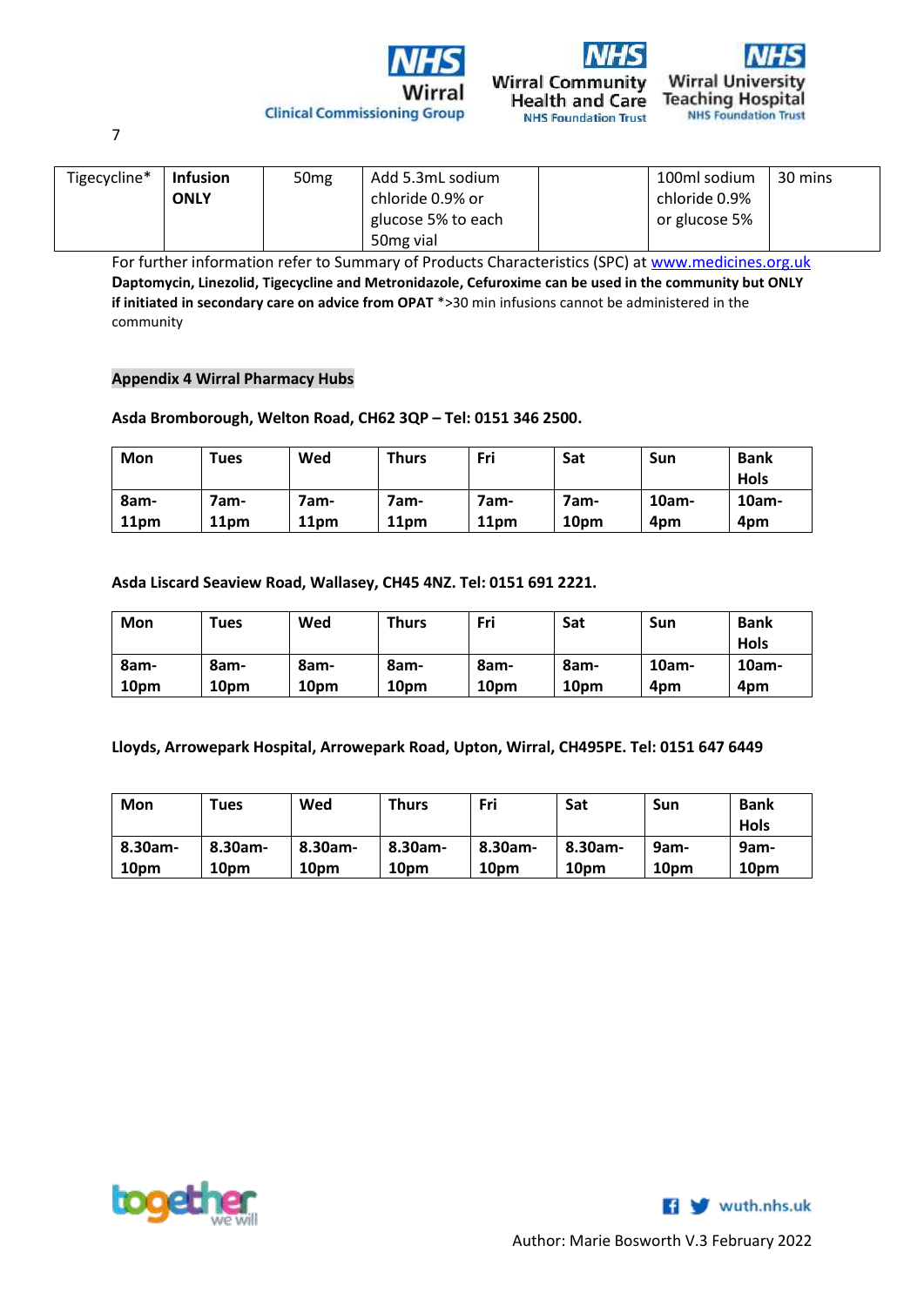| | | | | | | |
|---|---|---|---|---|---|---|
| Tigecycline* | **Infusion ONLY** | 50mg | Add 5.3mL sodium chloride 0.9% or glucose 5% to each 50mg vial | | 100ml sodium chloride 0.9% or glucose 5% | 30 mins |

For further information refer to Summary of Products Characteristics (SPC) at www.medicines.org.uk

**Daptomycin, Linezolid, Tigecycline and Metronidazole, Cefuroxime can be used in the community but ONLY if initiated in secondary care on advice from OPAT** *>30 min infusions cannot be administered in the community

## Appendix 4 Wirral Pharmacy Hubs

**Asda Bromborough, Welton Road, CH62 3QP – Tel: 0151 346 2500.**

| Mon | Tues | Wed | Thurs | Fri | Sat | Sun | Bank Hols |
|---|---|---|---|---|---|---|---|
| **8am-11pm** | **7am-11pm** | **7am-11pm** | **7am-11pm** | **7am-11pm** | **7am-10pm** | **10am-4pm** | **10am-4pm** |

**Asda Liscard Seaview Road, Wallasey, CH45 4NZ. Tel: 0151 691 2221.**

| Mon | Tues | Wed | Thurs | Fri | Sat | Sun | Bank Hols |
|---|---|---|---|---|---|---|---|
| **8am-10pm** | **8am-10pm** | **8am-10pm** | **8am-10pm** | **8am-10pm** | **8am-10pm** | **10am-4pm** | **10am-4pm** |

**Lloyds, Arrowepark Hospital, Arrowepark Road, Upton, Wirral, CH495PE. Tel: 0151 647 6449**

| Mon | Tues | Wed | Thurs | Fri | Sat | Sun | Bank Hols |
|---|---|---|---|---|---|---|---|
| **8.30am-10pm** | **8.30am-10pm** | **8.30am-10pm** | **8.30am-10pm** | **8.30am-10pm** | **8.30am-10pm** | **9am-10pm** | **9am-10pm** |

Author: Marie Bosworth V.3 February 2022